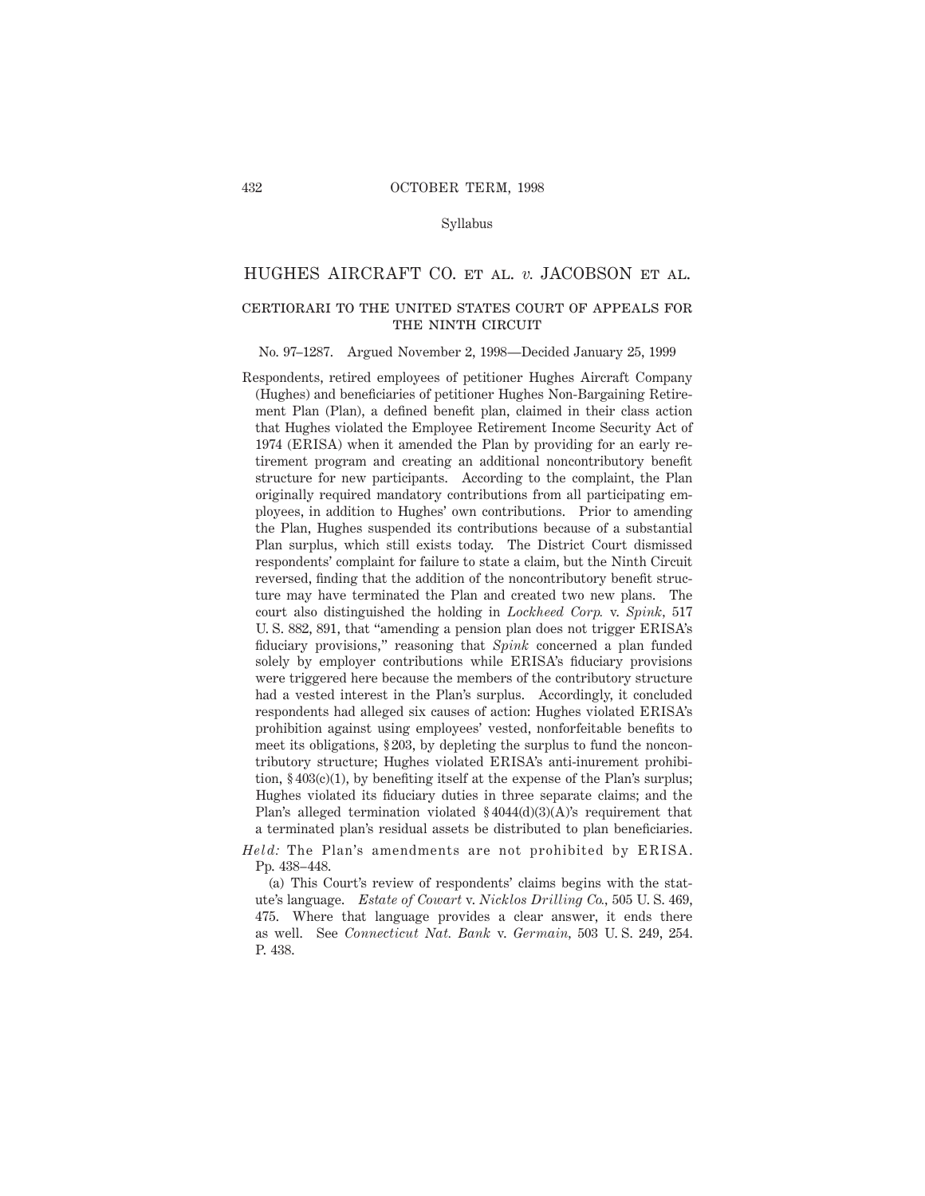# HUGHES AIRCRAFT CO. ET AL. *v.* JACOBSON ET AL.

## CERTIORARI TO THE UNITED STATES COURT OF APPEALS FOR THE NINTH CIRCUIT

No. 97–1287. Argued November 2, 1998—Decided January 25, 1999

Respondents, retired employees of petitioner Hughes Aircraft Company (Hughes) and beneficiaries of petitioner Hughes Non-Bargaining Retirement Plan (Plan), a defined benefit plan, claimed in their class action that Hughes violated the Employee Retirement Income Security Act of 1974 (ERISA) when it amended the Plan by providing for an early retirement program and creating an additional noncontributory benefit structure for new participants. According to the complaint, the Plan originally required mandatory contributions from all participating employees, in addition to Hughes' own contributions. Prior to amending the Plan, Hughes suspended its contributions because of a substantial Plan surplus, which still exists today. The District Court dismissed respondents' complaint for failure to state a claim, but the Ninth Circuit reversed, finding that the addition of the noncontributory benefit structure may have terminated the Plan and created two new plans. The court also distinguished the holding in *Lockheed Corp.* v. *Spink*, 517 U. S. 882, 891, that "amending a pension plan does not trigger ERISA's fiduciary provisions," reasoning that *Spink* concerned a plan funded solely by employer contributions while ERISA's fiduciary provisions were triggered here because the members of the contributory structure had a vested interest in the Plan's surplus. Accordingly, it concluded respondents had alleged six causes of action: Hughes violated ERISA's prohibition against using employees' vested, nonforfeitable benefits to meet its obligations, § 203, by depleting the surplus to fund the noncontributory structure; Hughes violated ERISA's anti-inurement prohibition, § 403(c)(1), by benefiting itself at the expense of the Plan's surplus; Hughes violated its fiduciary duties in three separate claims; and the Plan's alleged termination violated § 4044(d)(3)(A)'s requirement that a terminated plan's residual assets be distributed to plan beneficiaries.

*Held:* The Plan's amendments are not prohibited by ERISA. Pp. 438–448.

(a) This Court's review of respondents' claims begins with the statute's language. *Estate of Cowart* v. *Nicklos Drilling Co.*, 505 U. S. 469, 475. Where that language provides a clear answer, it ends there as well. See *Connecticut Nat. Bank* v. *Germain*, 503 U. S. 249, 254. P. 438.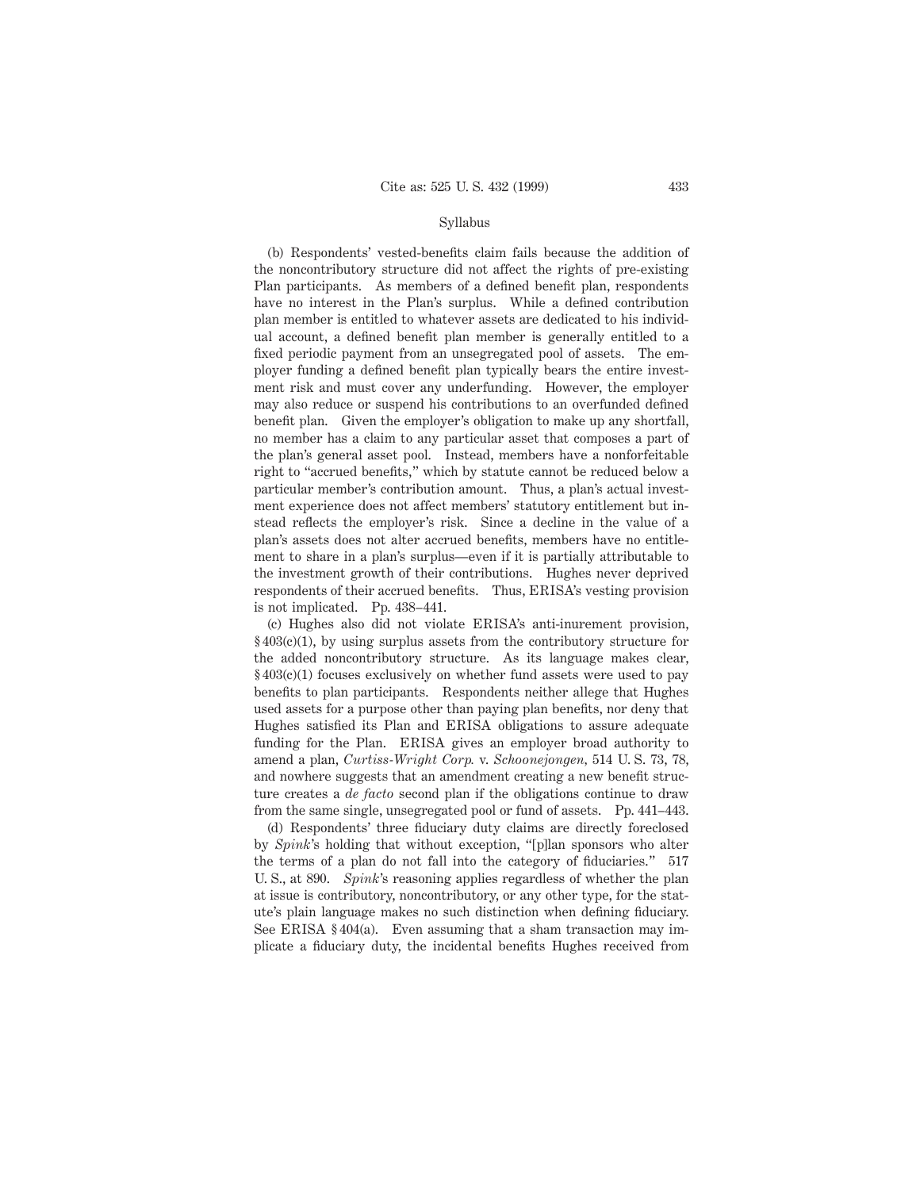Syllabus

(b) Respondents' vested-benefits claim fails because the addition of the noncontributory structure did not affect the rights of pre-existing Plan participants. As members of a defined benefit plan, respondents have no interest in the Plan's surplus. While a defined contribution plan member is entitled to whatever assets are dedicated to his individual account, a defined benefit plan member is generally entitled to a fixed periodic payment from an unsegregated pool of assets. The employer funding a defined benefit plan typically bears the entire investment risk and must cover any underfunding. However, the employer may also reduce or suspend his contributions to an overfunded defined benefit plan. Given the employer's obligation to make up any shortfall, no member has a claim to any particular asset that composes a part of the plan's general asset pool. Instead, members have a nonforfeitable right to "accrued benefits," which by statute cannot be reduced below a particular member's contribution amount. Thus, a plan's actual investment experience does not affect members' statutory entitlement but instead reflects the employer's risk. Since a decline in the value of a plan's assets does not alter accrued benefits, members have no entitlement to share in a plan's surplus—even if it is partially attributable to the investment growth of their contributions. Hughes never deprived respondents of their accrued benefits. Thus, ERISA's vesting provision is not implicated. Pp. 438–441.

(c) Hughes also did not violate ERISA's anti-inurement provision, § 403(c)(1), by using surplus assets from the contributory structure for the added noncontributory structure. As its language makes clear, § 403(c)(1) focuses exclusively on whether fund assets were used to pay benefits to plan participants. Respondents neither allege that Hughes used assets for a purpose other than paying plan benefits, nor deny that Hughes satisfied its Plan and ERISA obligations to assure adequate funding for the Plan. ERISA gives an employer broad authority to amend a plan, *Curtiss-Wright Corp.* v. *Schoonejongen,* 514 U. S. 73, 78, and nowhere suggests that an amendment creating a new benefit structure creates a *de facto* second plan if the obligations continue to draw from the same single, unsegregated pool or fund of assets. Pp. 441–443.

(d) Respondents' three fiduciary duty claims are directly foreclosed by *Spink*'s holding that without exception, "[p]lan sponsors who alter the terms of a plan do not fall into the category of fiduciaries." 517 U. S., at 890. *Spink*'s reasoning applies regardless of whether the plan at issue is contributory, noncontributory, or any other type, for the statute's plain language makes no such distinction when defining fiduciary. See ERISA § 404(a). Even assuming that a sham transaction may implicate a fiduciary duty, the incidental benefits Hughes received from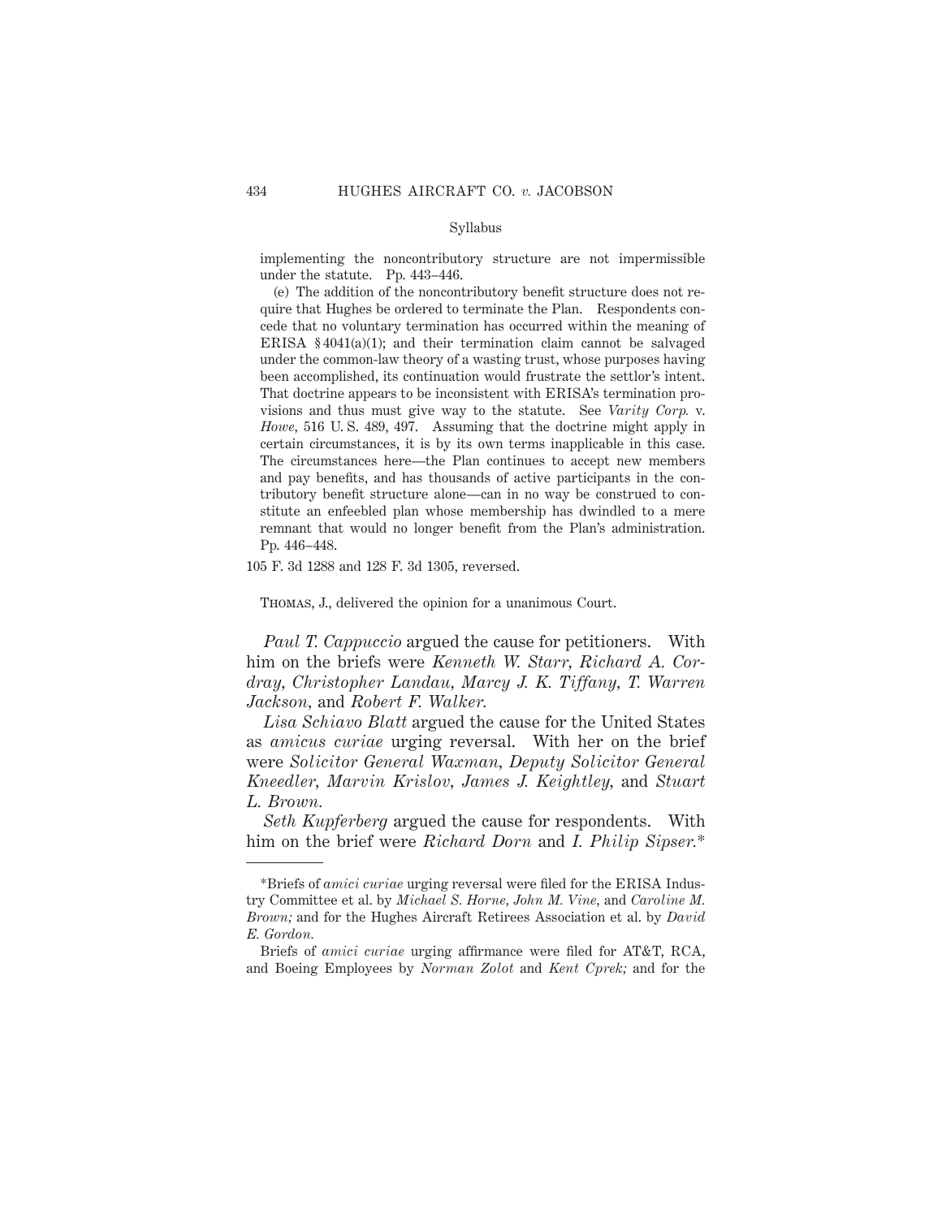implementing the noncontributory structure are not impermissible under the statute. Pp. 443–446.

(e) The addition of the noncontributory benefit structure does not require that Hughes be ordered to terminate the Plan. Respondents concede that no voluntary termination has occurred within the meaning of ERISA § 4041(a)(1); and their termination claim cannot be salvaged under the common-law theory of a wasting trust, whose purposes having been accomplished, its continuation would frustrate the settlor's intent. That doctrine appears to be inconsistent with ERISA's termination provisions and thus must give way to the statute. See *Varity Corp.* v. *Howe*, 516 U. S. 489, 497. Assuming that the doctrine might apply in certain circumstances, it is by its own terms inapplicable in this case. The circumstances here—the Plan continues to accept new members and pay benefits, and has thousands of active participants in the contributory benefit structure alone—can in no way be construed to constitute an enfeebled plan whose membership has dwindled to a mere remnant that would no longer benefit from the Plan's administration. Pp. 446–448.

105 F. 3d 1288 and 128 F. 3d 1305, reversed.

Thomas, J., delivered the opinion for a unanimous Court.

*Paul T. Cappuccio* argued the cause for petitioners. With him on the briefs were *Kenneth W. Starr*, *Richard A. Cordray*, *Christopher Landau*, *Marcy J. K. Tiffany*, *T. Warren Jackson*, and *Robert F. Walker*.

*Lisa Schiavo Blatt* argued the cause for the United States as *amicus curiae* urging reversal. With her on the brief were *Solicitor General Waxman*, *Deputy Solicitor General Kneedler*, *Marvin Krislov*, *James J. Keightley*, and *Stuart L. Brown*.

*Seth Kupferberg* argued the cause for respondents. With him on the brief were *Richard Dorn* and *I. Philip Sipser*.*

---

*Briefs of *amici curiae* urging reversal were filed for the ERISA Industry Committee et al. by *Michael S. Horne*, *John M. Vine*, and *Caroline M. Brown;* and for the Hughes Aircraft Retirees Association et al. by *David E. Gordon*.

Briefs of *amici curiae* urging affirmance were filed for AT&T, RCA, and Boeing Employees by *Norman Zolot* and *Kent Cprek;* and for the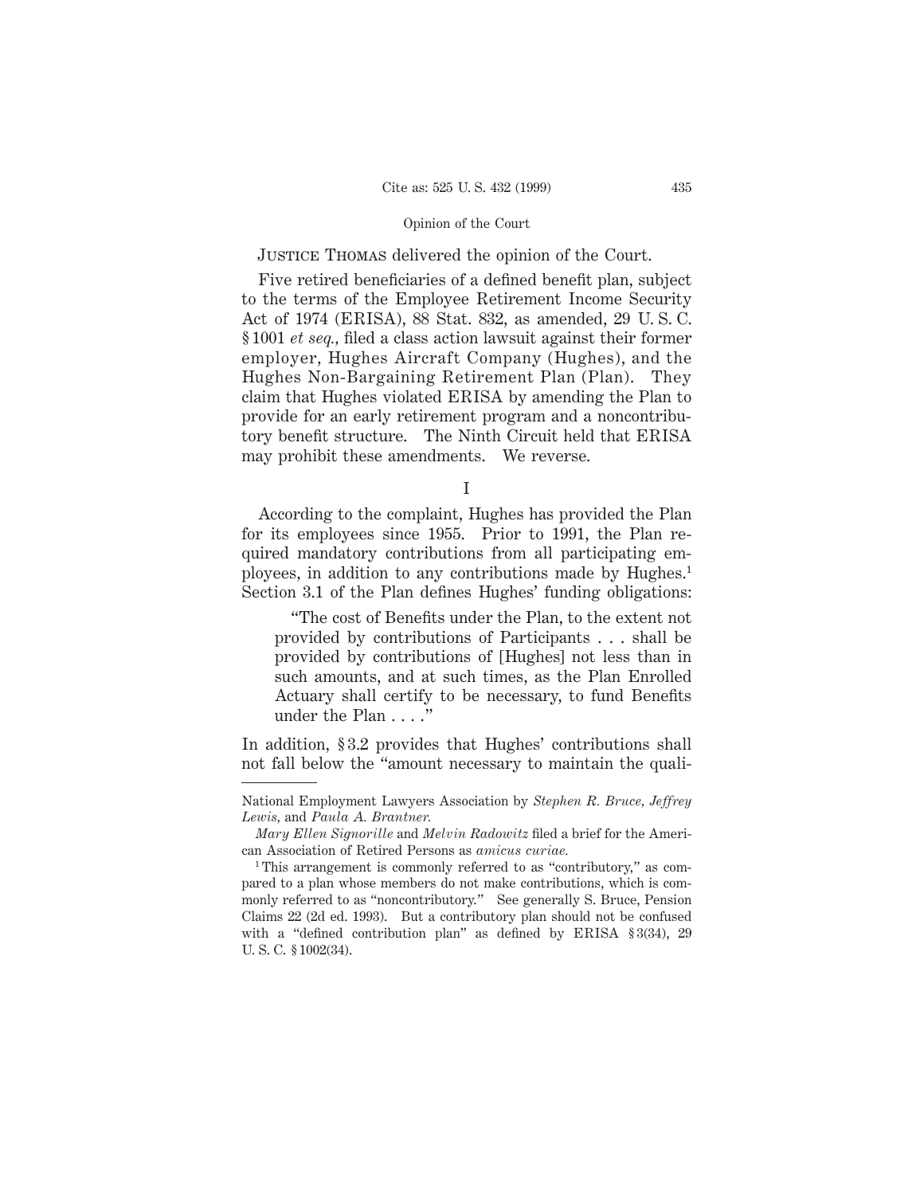Justice Thomas delivered the opinion of the Court.

Five retired beneficiaries of a defined benefit plan, subject to the terms of the Employee Retirement Income Security Act of 1974 (ERISA), 88 Stat. 832, as amended, 29 U. S. C. § 1001 *et seq.*, filed a class action lawsuit against their former employer, Hughes Aircraft Company (Hughes), and the Hughes Non-Bargaining Retirement Plan (Plan). They claim that Hughes violated ERISA by amending the Plan to provide for an early retirement program and a noncontributory benefit structure. The Ninth Circuit held that ERISA may prohibit these amendments. We reverse.

## I

According to the complaint, Hughes has provided the Plan for its employees since 1955. Prior to 1991, the Plan required mandatory contributions from all participating employees, in addition to any contributions made by Hughes.[1] Section 3.1 of the Plan defines Hughes' funding obligations:

> "The cost of Benefits under the Plan, to the extent not provided by contributions of Participants . . . shall be provided by contributions of [Hughes] not less than in such amounts, and at such times, as the Plan Enrolled Actuary shall certify to be necessary, to fund Benefits under the Plan . . . ."

In addition, § 3.2 provides that Hughes' contributions shall not fall below the "amount necessary to maintain the quali-

---

National Employment Lawyers Association by *Stephen R. Bruce*, *Jeffrey Lewis*, and *Paula A. Brantner*.

*Mary Ellen Signorille* and *Melvin Radowitz* filed a brief for the American Association of Retired Persons as *amicus curiae*.

[1] This arrangement is commonly referred to as "contributory," as compared to a plan whose members do not make contributions, which is commonly referred to as "noncontributory." See generally S. Bruce, Pension Claims 22 (2d ed. 1993). But a contributory plan should not be confused with a "defined contribution plan" as defined by ERISA § 3(34), 29 U. S. C. § 1002(34).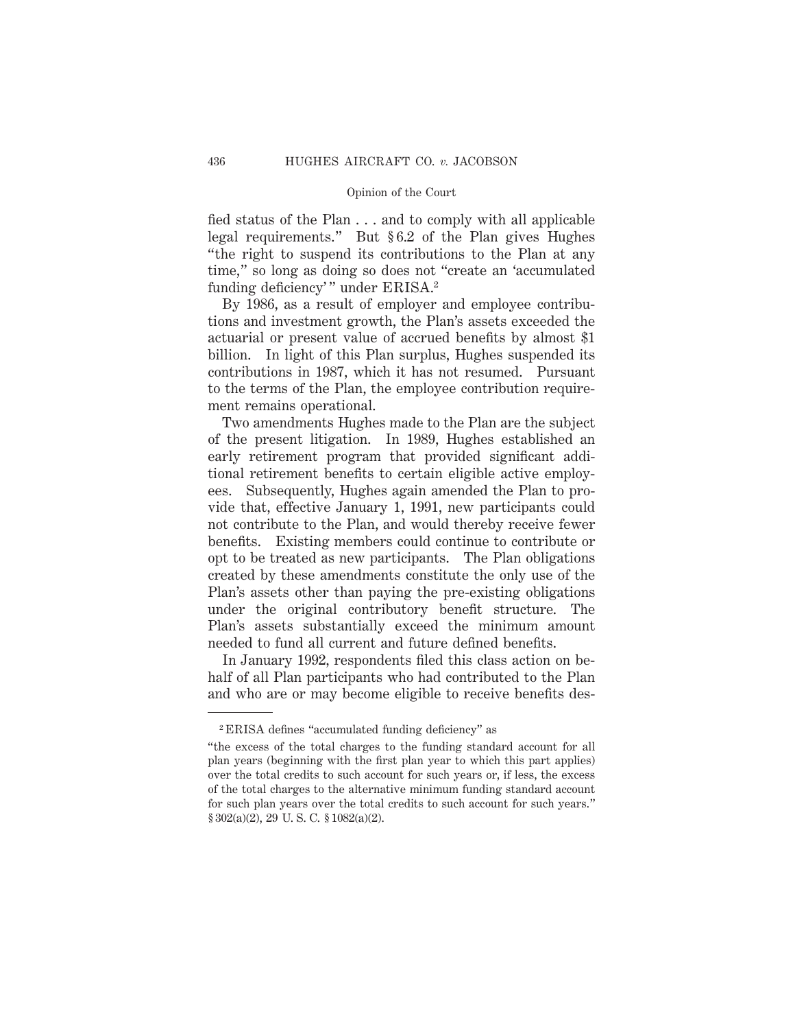fied status of the Plan . . . and to comply with all applicable legal requirements." But § 6.2 of the Plan gives Hughes "the right to suspend its contributions to the Plan at any time," so long as doing so does not "create an 'accumulated funding deficiency'" under ERISA.[2]

By 1986, as a result of employer and employee contributions and investment growth, the Plan's assets exceeded the actuarial or present value of accrued benefits by almost $1 billion. In light of this Plan surplus, Hughes suspended its contributions in 1987, which it has not resumed. Pursuant to the terms of the Plan, the employee contribution requirement remains operational.

Two amendments Hughes made to the Plan are the subject of the present litigation. In 1989, Hughes established an early retirement program that provided significant additional retirement benefits to certain eligible active employees. Subsequently, Hughes again amended the Plan to provide that, effective January 1, 1991, new participants could not contribute to the Plan, and would thereby receive fewer benefits. Existing members could continue to contribute or opt to be treated as new participants. The Plan obligations created by these amendments constitute the only use of the Plan's assets other than paying the pre-existing obligations under the original contributory benefit structure. The Plan's assets substantially exceed the minimum amount needed to fund all current and future defined benefits.

In January 1992, respondents filed this class action on behalf of all Plan participants who had contributed to the Plan and who are or may become eligible to receive benefits des-

---

[2] ERISA defines "accumulated funding deficiency" as

"the excess of the total charges to the funding standard account for all plan years (beginning with the first plan year to which this part applies) over the total credits to such account for such years or, if less, the excess of the total charges to the alternative minimum funding standard account for such plan years over the total credits to such account for such years." § 302(a)(2), 29 U. S. C. § 1082(a)(2).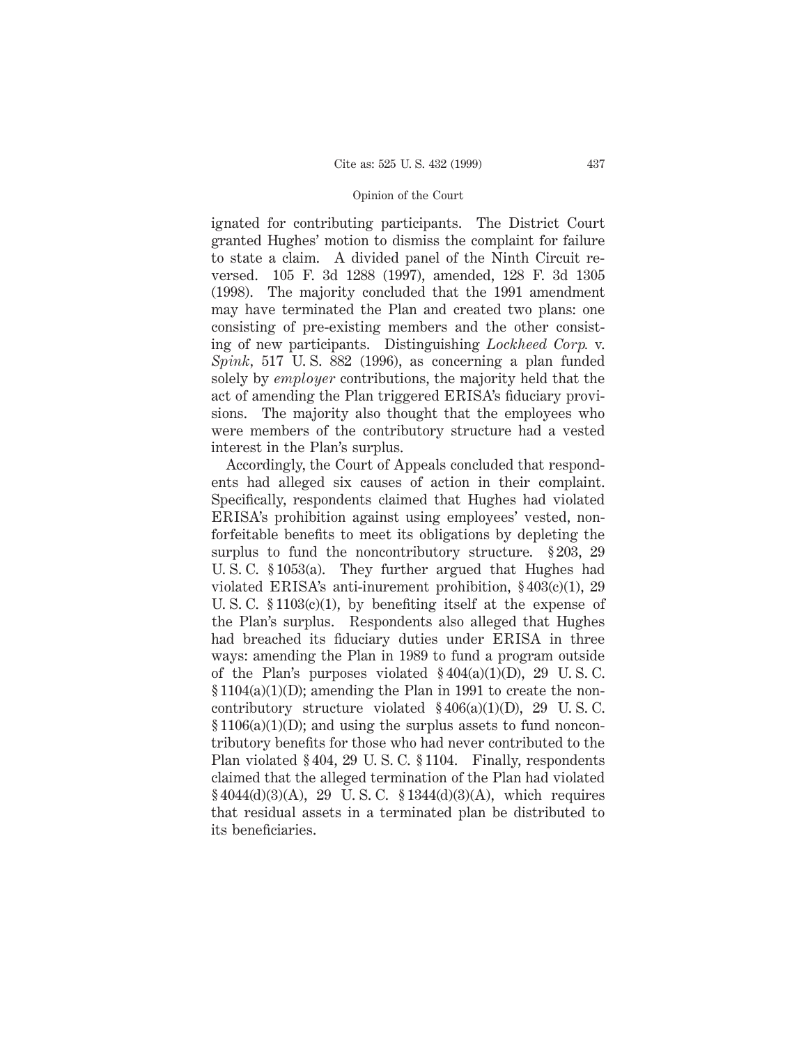ignated for contributing participants. The District Court granted Hughes' motion to dismiss the complaint for failure to state a claim. A divided panel of the Ninth Circuit reversed. 105 F. 3d 1288 (1997), amended, 128 F. 3d 1305 (1998). The majority concluded that the 1991 amendment may have terminated the Plan and created two plans: one consisting of pre-existing members and the other consisting of new participants. Distinguishing *Lockheed Corp.* v. *Spink*, 517 U. S. 882 (1996), as concerning a plan funded solely by *employer* contributions, the majority held that the act of amending the Plan triggered ERISA's fiduciary provisions. The majority also thought that the employees who were members of the contributory structure had a vested interest in the Plan's surplus.

Accordingly, the Court of Appeals concluded that respondents had alleged six causes of action in their complaint. Specifically, respondents claimed that Hughes had violated ERISA's prohibition against using employees' vested, nonforfeitable benefits to meet its obligations by depleting the surplus to fund the noncontributory structure. § 203, 29 U. S. C. § 1053(a). They further argued that Hughes had violated ERISA's anti-inurement prohibition, § 403(c)(1), 29 U. S. C. § 1103(c)(1), by benefiting itself at the expense of the Plan's surplus. Respondents also alleged that Hughes had breached its fiduciary duties under ERISA in three ways: amending the Plan in 1989 to fund a program outside of the Plan's purposes violated § 404(a)(1)(D), 29 U. S. C. § 1104(a)(1)(D); amending the Plan in 1991 to create the noncontributory structure violated § 406(a)(1)(D), 29 U. S. C. § 1106(a)(1)(D); and using the surplus assets to fund noncontributory benefits for those who had never contributed to the Plan violated § 404, 29 U. S. C. § 1104. Finally, respondents claimed that the alleged termination of the Plan had violated § 4044(d)(3)(A), 29 U. S. C. § 1344(d)(3)(A), which requires that residual assets in a terminated plan be distributed to its beneficiaries.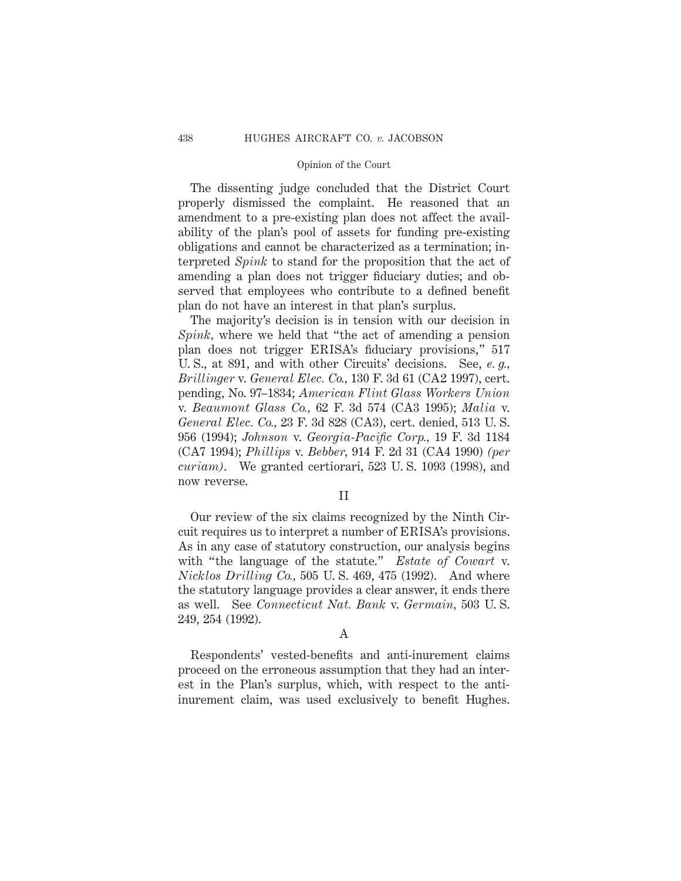The dissenting judge concluded that the District Court properly dismissed the complaint. He reasoned that an amendment to a pre-existing plan does not affect the availability of the plan's pool of assets for funding pre-existing obligations and cannot be characterized as a termination; interpreted *Spink* to stand for the proposition that the act of amending a plan does not trigger fiduciary duties; and observed that employees who contribute to a defined benefit plan do not have an interest in that plan's surplus.

The majority's decision is in tension with our decision in *Spink*, where we held that "the act of amending a pension plan does not trigger ERISA's fiduciary provisions," 517 U. S., at 891, and with other Circuits' decisions. See, *e. g., Brillinger* v. *General Elec. Co.*, 130 F. 3d 61 (CA2 1997), cert. pending, No. 97–1834; *American Flint Glass Workers Union* v. *Beaumont Glass Co.*, 62 F. 3d 574 (CA3 1995); *Malia* v. *General Elec. Co.*, 23 F. 3d 828 (CA3), cert. denied, 513 U. S. 956 (1994); *Johnson* v. *Georgia-Pacific Corp.*, 19 F. 3d 1184 (CA7 1994); *Phillips* v. *Bebber*, 914 F. 2d 31 (CA4 1990) *(per curiam)*. We granted certiorari, 523 U. S. 1093 (1998), and now reverse.

## II

Our review of the six claims recognized by the Ninth Circuit requires us to interpret a number of ERISA's provisions. As in any case of statutory construction, our analysis begins with "the language of the statute." *Estate of Cowart* v. *Nicklos Drilling Co.*, 505 U. S. 469, 475 (1992). And where the statutory language provides a clear answer, it ends there as well. See *Connecticut Nat. Bank* v. *Germain*, 503 U. S. 249, 254 (1992).

### A

Respondents' vested-benefits and anti-inurement claims proceed on the erroneous assumption that they had an interest in the Plan's surplus, which, with respect to the anti-inurement claim, was used exclusively to benefit Hughes.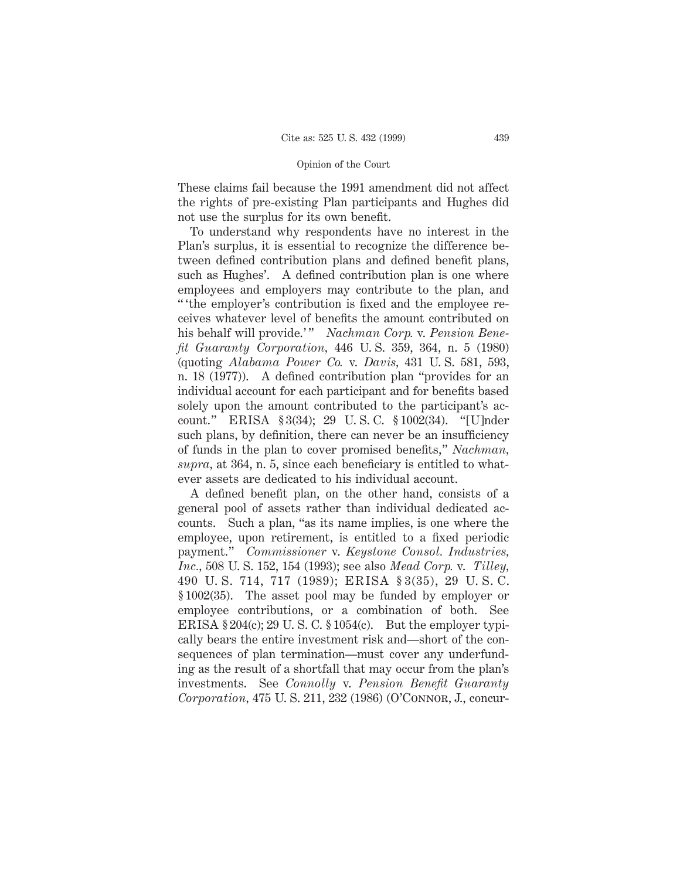These claims fail because the 1991 amendment did not affect the rights of pre-existing Plan participants and Hughes did not use the surplus for its own benefit.

To understand why respondents have no interest in the Plan's surplus, it is essential to recognize the difference between defined contribution plans and defined benefit plans, such as Hughes'. A defined contribution plan is one where employees and employers may contribute to the plan, and "'the employer's contribution is fixed and the employee receives whatever level of benefits the amount contributed on his behalf will provide.'" *Nachman Corp.* v. *Pension Benefit Guaranty Corporation,* 446 U. S. 359, 364, n. 5 (1980) (quoting *Alabama Power Co.* v. *Davis,* 431 U. S. 581, 593, n. 18 (1977)). A defined contribution plan "provides for an individual account for each participant and for benefits based solely upon the amount contributed to the participant's account." ERISA § 3(34); 29 U. S. C. § 1002(34). "[U]nder such plans, by definition, there can never be an insufficiency of funds in the plan to cover promised benefits," *Nachman, supra,* at 364, n. 5, since each beneficiary is entitled to whatever assets are dedicated to his individual account.

A defined benefit plan, on the other hand, consists of a general pool of assets rather than individual dedicated accounts. Such a plan, "as its name implies, is one where the employee, upon retirement, is entitled to a fixed periodic payment." *Commissioner* v. *Keystone Consol. Industries, Inc.,* 508 U. S. 152, 154 (1993); see also *Mead Corp.* v. *Tilley,* 490 U. S. 714, 717 (1989); ERISA § 3(35), 29 U. S. C. § 1002(35). The asset pool may be funded by employer or employee contributions, or a combination of both. See ERISA § 204(c); 29 U. S. C. § 1054(c). But the employer typically bears the entire investment risk and—short of the consequences of plan termination—must cover any underfunding as the result of a shortfall that may occur from the plan's investments. See *Connolly* v. *Pension Benefit Guaranty Corporation,* 475 U. S. 211, 232 (1986) (O'Connor, J., concur-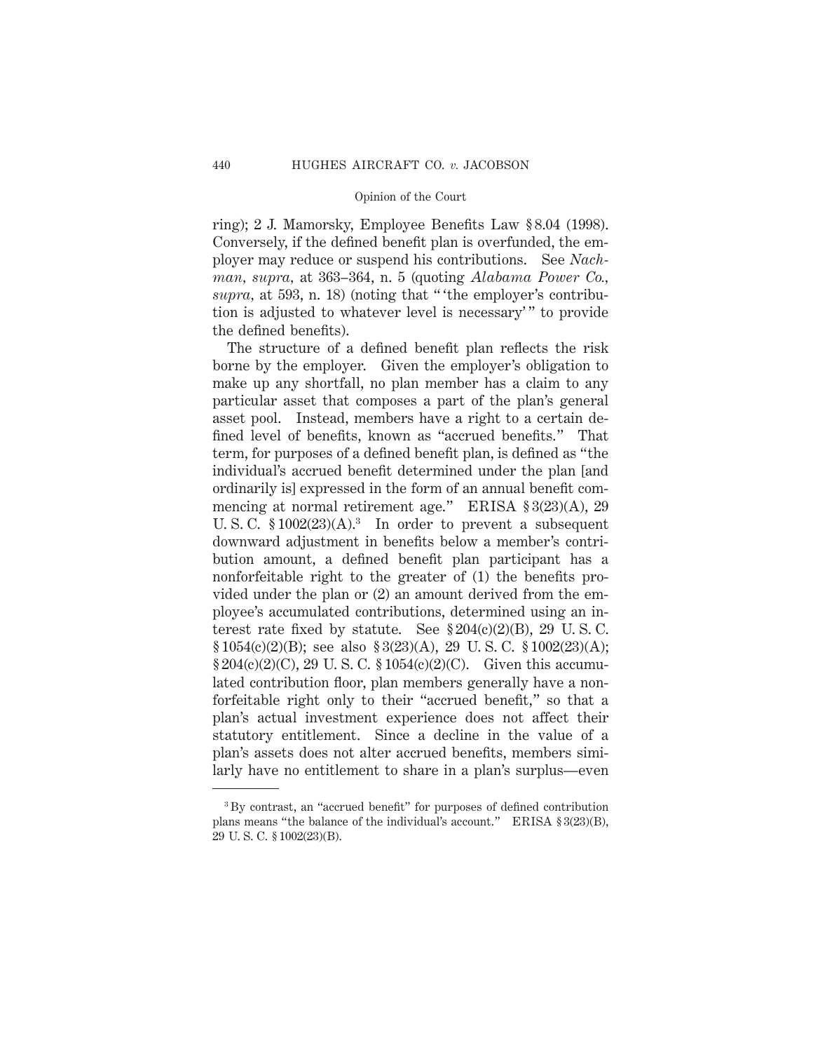ring); 2 J. Mamorsky, Employee Benefits Law § 8.04 (1998). Conversely, if the defined benefit plan is overfunded, the employer may reduce or suspend his contributions. See *Nachman*, *supra*, at 363–364, n. 5 (quoting *Alabama Power Co.*, *supra*, at 593, n. 18) (noting that " 'the employer's contribution is adjusted to whatever level is necessary' " to provide the defined benefits).

The structure of a defined benefit plan reflects the risk borne by the employer. Given the employer's obligation to make up any shortfall, no plan member has a claim to any particular asset that composes a part of the plan's general asset pool. Instead, members have a right to a certain defined level of benefits, known as "accrued benefits." That term, for purposes of a defined benefit plan, is defined as "the individual's accrued benefit determined under the plan [and ordinarily is] expressed in the form of an annual benefit commencing at normal retirement age." ERISA § 3(23)(A), 29 U. S. C. § 1002(23)(A).[3] In order to prevent a subsequent downward adjustment in benefits below a member's contribution amount, a defined benefit plan participant has a nonforfeitable right to the greater of (1) the benefits provided under the plan or (2) an amount derived from the employee's accumulated contributions, determined using an interest rate fixed by statute. See § 204(c)(2)(B), 29 U. S. C. § 1054(c)(2)(B); see also § 3(23)(A), 29 U. S. C. § 1002(23)(A); § 204(c)(2)(C), 29 U. S. C. § 1054(c)(2)(C). Given this accumulated contribution floor, plan members generally have a nonforfeitable right only to their "accrued benefit," so that a plan's actual investment experience does not affect their statutory entitlement. Since a decline in the value of a plan's assets does not alter accrued benefits, members similarly have no entitlement to share in a plan's surplus—even

[3] By contrast, an "accrued benefit" for purposes of defined contribution plans means "the balance of the individual's account." ERISA § 3(23)(B), 29 U. S. C. § 1002(23)(B).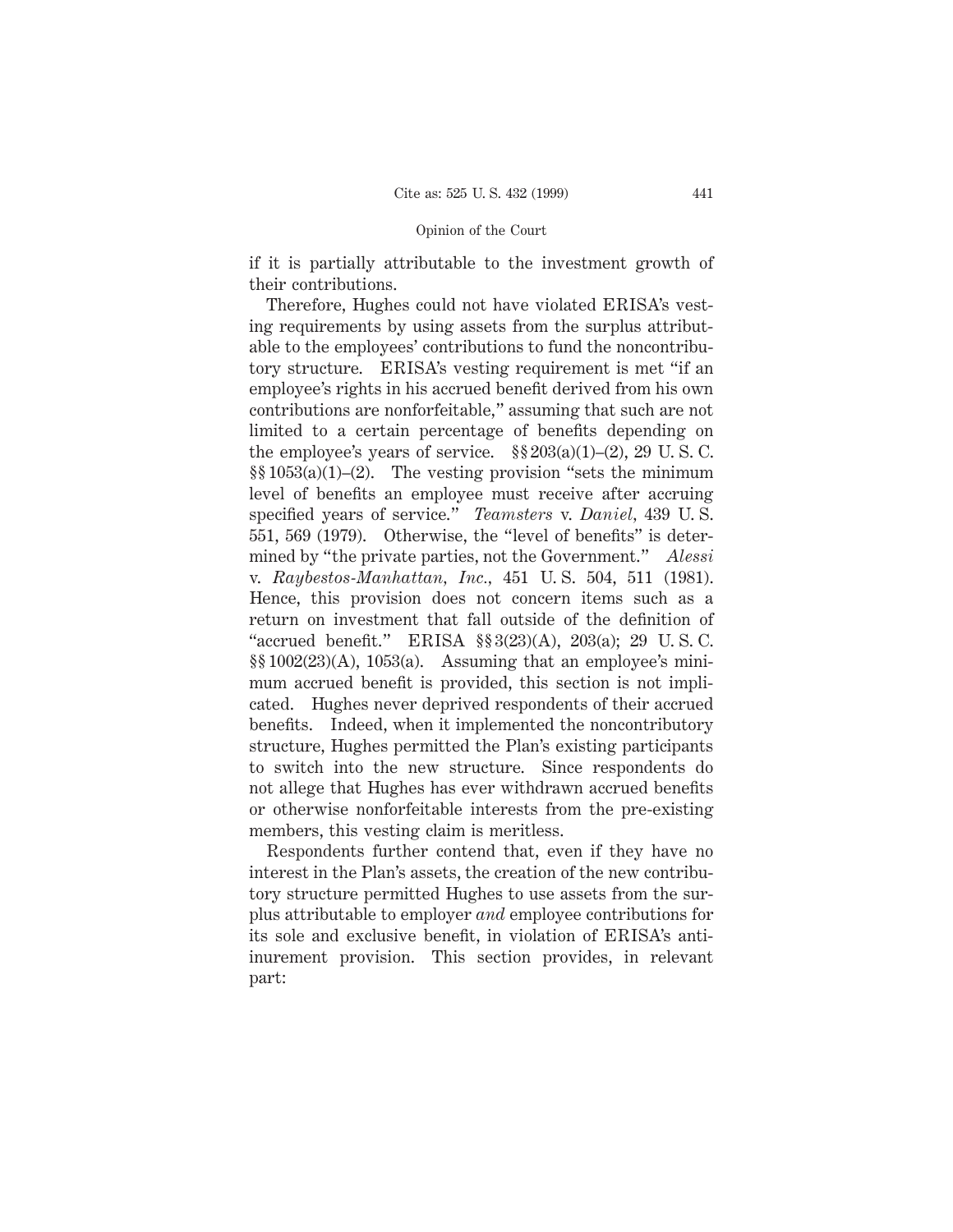if it is partially attributable to the investment growth of their contributions.

Therefore, Hughes could not have violated ERISA's vesting requirements by using assets from the surplus attributable to the employees' contributions to fund the noncontributory structure. ERISA's vesting requirement is met "if an employee's rights in his accrued benefit derived from his own contributions are nonforfeitable," assuming that such are not limited to a certain percentage of benefits depending on the employee's years of service. §§ 203(a)(1)–(2), 29 U. S. C. §§ 1053(a)(1)–(2). The vesting provision "sets the minimum level of benefits an employee must receive after accruing specified years of service." *Teamsters* v. *Daniel*, 439 U. S. 551, 569 (1979). Otherwise, the "level of benefits" is determined by "the private parties, not the Government." *Alessi* v. *Raybestos-Manhattan, Inc.*, 451 U. S. 504, 511 (1981). Hence, this provision does not concern items such as a return on investment that fall outside of the definition of "accrued benefit." ERISA §§ 3(23)(A), 203(a); 29 U. S. C. §§ 1002(23)(A), 1053(a). Assuming that an employee's minimum accrued benefit is provided, this section is not implicated. Hughes never deprived respondents of their accrued benefits. Indeed, when it implemented the noncontributory structure, Hughes permitted the Plan's existing participants to switch into the new structure. Since respondents do not allege that Hughes has ever withdrawn accrued benefits or otherwise nonforfeitable interests from the pre-existing members, this vesting claim is meritless.

Respondents further contend that, even if they have no interest in the Plan's assets, the creation of the new contributory structure permitted Hughes to use assets from the surplus attributable to employer *and* employee contributions for its sole and exclusive benefit, in violation of ERISA's anti-inurement provision. This section provides, in relevant part: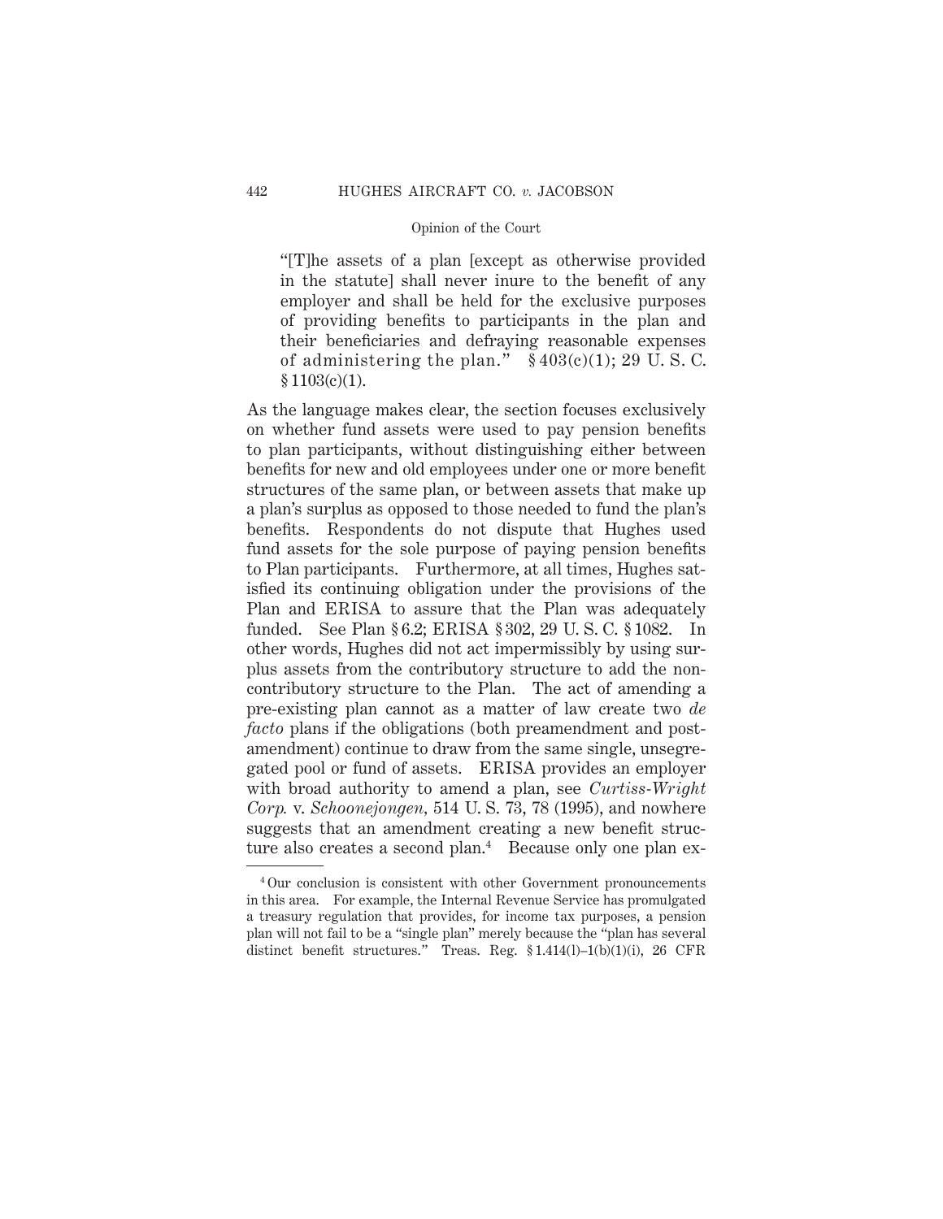"[T]he assets of a plan [except as otherwise provided in the statute] shall never inure to the benefit of any employer and shall be held for the exclusive purposes of providing benefits to participants in the plan and their beneficiaries and defraying reasonable expenses of administering the plan." § 403(c)(1); 29 U. S. C. § 1103(c)(1).

As the language makes clear, the section focuses exclusively on whether fund assets were used to pay pension benefits to plan participants, without distinguishing either between benefits for new and old employees under one or more benefit structures of the same plan, or between assets that make up a plan's surplus as opposed to those needed to fund the plan's benefits. Respondents do not dispute that Hughes used fund assets for the sole purpose of paying pension benefits to Plan participants. Furthermore, at all times, Hughes satisfied its continuing obligation under the provisions of the Plan and ERISA to assure that the Plan was adequately funded. See Plan § 6.2; ERISA § 302, 29 U. S. C. § 1082. In other words, Hughes did not act impermissibly by using surplus assets from the contributory structure to add the noncontributory structure to the Plan. The act of amending a pre-existing plan cannot as a matter of law create two *de facto* plans if the obligations (both preamendment and postamendment) continue to draw from the same single, unsegregated pool or fund of assets. ERISA provides an employer with broad authority to amend a plan, see *Curtiss-Wright Corp.* v. *Schoonejongen,* 514 U. S. 73, 78 (1995), and nowhere suggests that an amendment creating a new benefit structure also creates a second plan.[4] Because only one plan ex-

[4] Our conclusion is consistent with other Government pronouncements in this area. For example, the Internal Revenue Service has promulgated a treasury regulation that provides, for income tax purposes, a pension plan will not fail to be a "single plan" merely because the "plan has several distinct benefit structures." Treas. Reg. § 1.414(l)–1(b)(1)(i), 26 CFR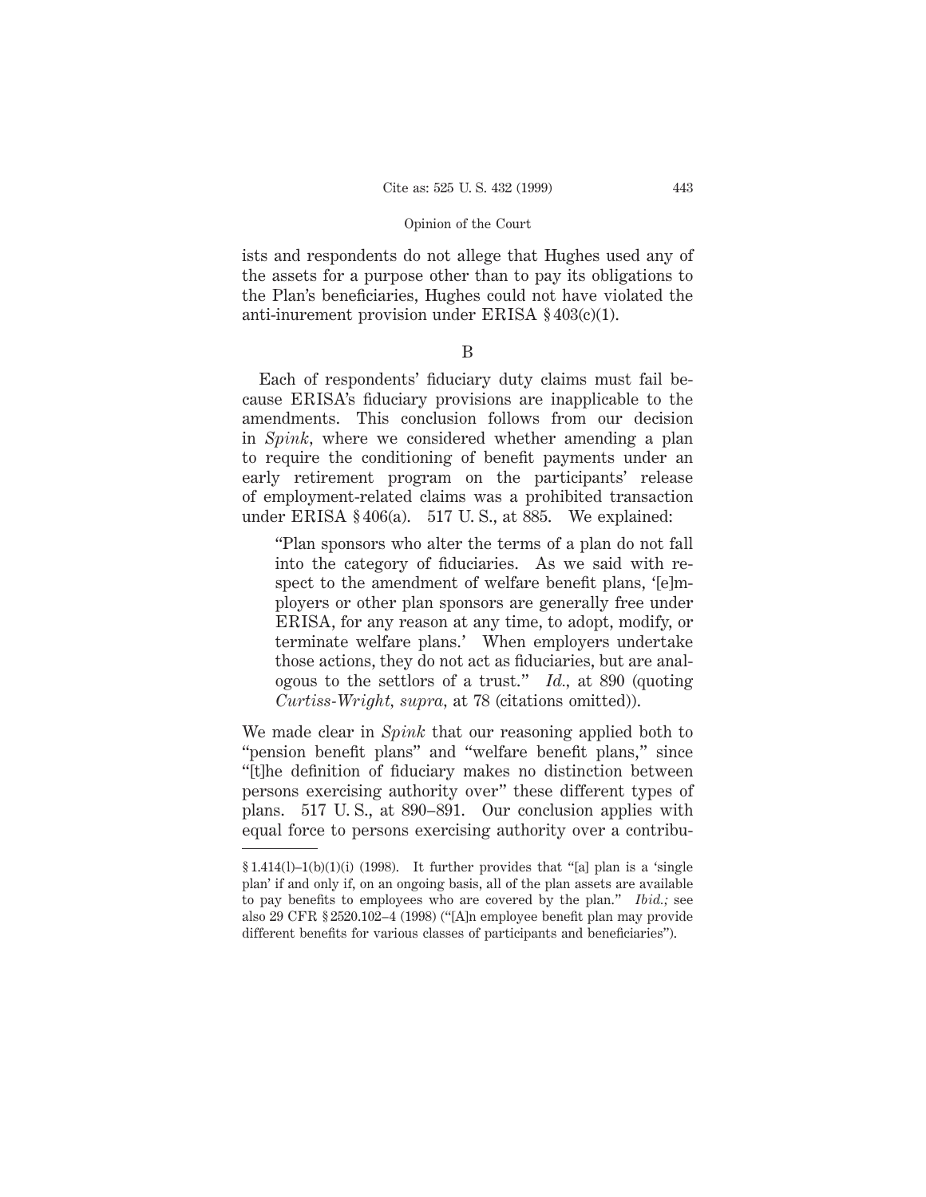ists and respondents do not allege that Hughes used any of the assets for a purpose other than to pay its obligations to the Plan's beneficiaries, Hughes could not have violated the anti-inurement provision under ERISA § 403(c)(1).

B

Each of respondents' fiduciary duty claims must fail because ERISA's fiduciary provisions are inapplicable to the amendments. This conclusion follows from our decision in *Spink*, where we considered whether amending a plan to require the conditioning of benefit payments under an early retirement program on the participants' release of employment-related claims was a prohibited transaction under ERISA § 406(a). 517 U. S., at 885. We explained:

> "Plan sponsors who alter the terms of a plan do not fall into the category of fiduciaries. As we said with respect to the amendment of welfare benefit plans, '[e]mployers or other plan sponsors are generally free under ERISA, for any reason at any time, to adopt, modify, or terminate welfare plans.' When employers undertake those actions, they do not act as fiduciaries, but are analogous to the settlors of a trust." *Id.*, at 890 (quoting *Curtiss-Wright, supra*, at 78 (citations omitted)).

We made clear in *Spink* that our reasoning applied both to "pension benefit plans" and "welfare benefit plans," since "[t]he definition of fiduciary makes no distinction between persons exercising authority over" these different types of plans. 517 U. S., at 890–891. Our conclusion applies with equal force to persons exercising authority over a contribu-

---

§ 1.414(l)–1(b)(1)(i) (1998). It further provides that "[a] plan is a 'single plan' if and only if, on an ongoing basis, all of the plan assets are available to pay benefits to employees who are covered by the plan." *Ibid.;* see also 29 CFR § 2520.102–4 (1998) ("[A]n employee benefit plan may provide different benefits for various classes of participants and beneficiaries").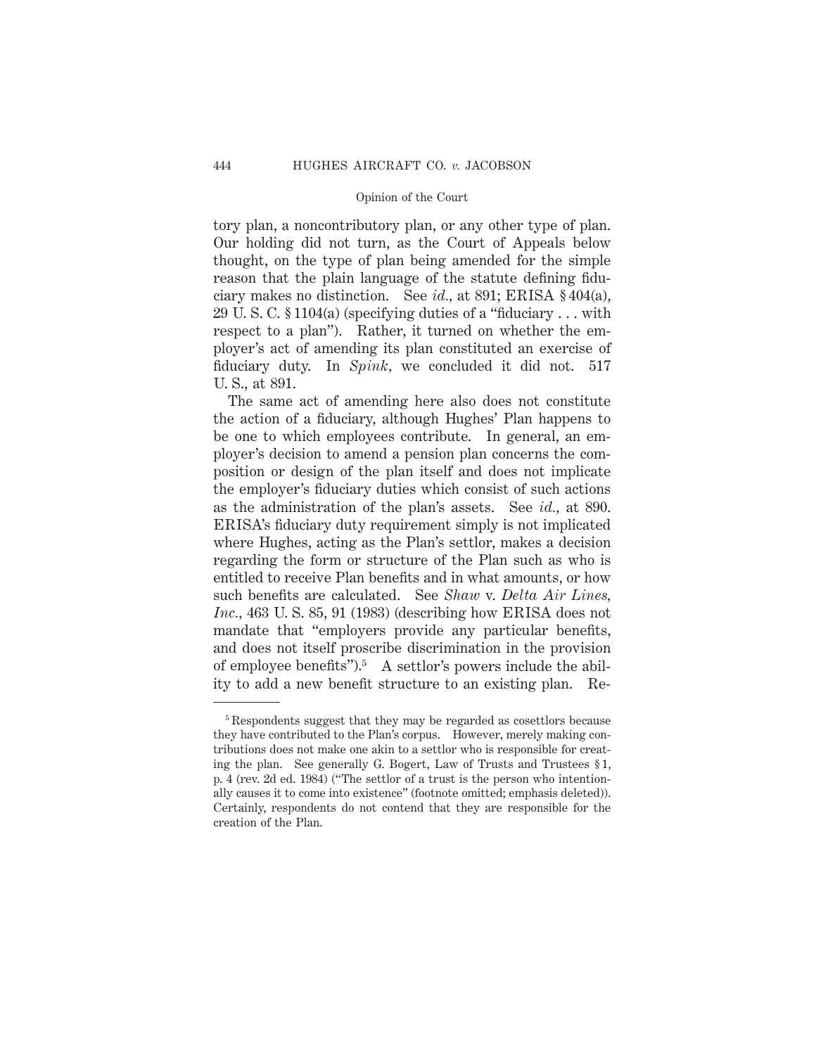tory plan, a noncontributory plan, or any other type of plan. Our holding did not turn, as the Court of Appeals below thought, on the type of plan being amended for the simple reason that the plain language of the statute defining fiduciary makes no distinction. See *id.*, at 891; ERISA § 404(a), 29 U. S. C. § 1104(a) (specifying duties of a "fiduciary . . . with respect to a plan"). Rather, it turned on whether the employer's act of amending its plan constituted an exercise of fiduciary duty. In *Spink*, we concluded it did not. 517 U. S., at 891.

The same act of amending here also does not constitute the action of a fiduciary, although Hughes' Plan happens to be one to which employees contribute. In general, an employer's decision to amend a pension plan concerns the composition or design of the plan itself and does not implicate the employer's fiduciary duties which consist of such actions as the administration of the plan's assets. See *id.*, at 890. ERISA's fiduciary duty requirement simply is not implicated where Hughes, acting as the Plan's settlor, makes a decision regarding the form or structure of the Plan such as who is entitled to receive Plan benefits and in what amounts, or how such benefits are calculated. See *Shaw* v. *Delta Air Lines, Inc.*, 463 U. S. 85, 91 (1983) (describing how ERISA does not mandate that "employers provide any particular benefits, and does not itself proscribe discrimination in the provision of employee benefits").[5] A settlor's powers include the ability to add a new benefit structure to an existing plan. Re-

---

[5] Respondents suggest that they may be regarded as cosettlors because they have contributed to the Plan's corpus. However, merely making contributions does not make one akin to a settlor who is responsible for creating the plan. See generally G. Bogert, Law of Trusts and Trustees § 1, p. 4 (rev. 2d ed. 1984) ("The settlor of a trust is the person who intentionally causes it to come into existence" (footnote omitted; emphasis deleted)). Certainly, respondents do not contend that they are responsible for the creation of the Plan.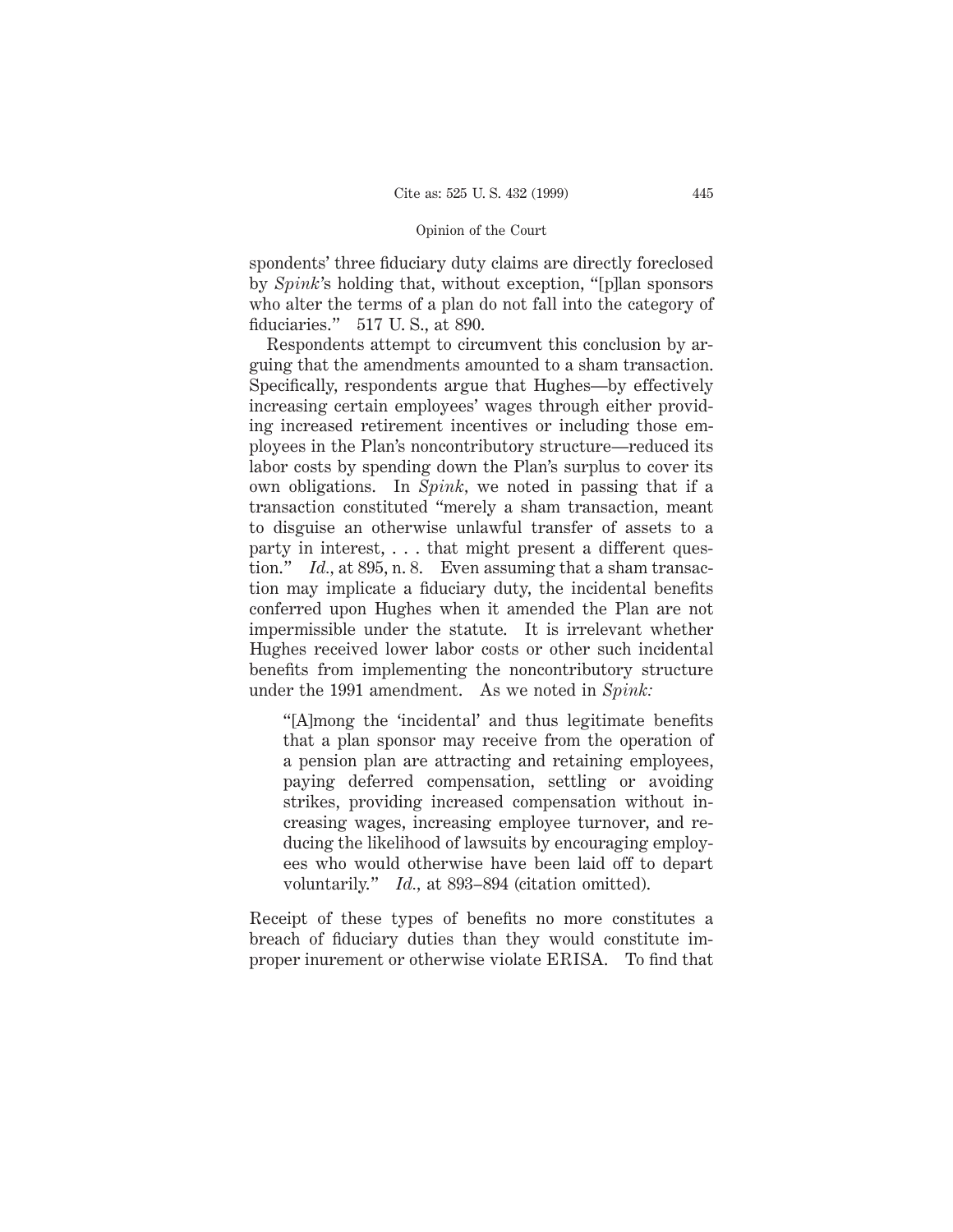spondents' three fiduciary duty claims are directly foreclosed by *Spink*'s holding that, without exception, "[p]lan sponsors who alter the terms of a plan do not fall into the category of fiduciaries." 517 U. S., at 890.

Respondents attempt to circumvent this conclusion by arguing that the amendments amounted to a sham transaction. Specifically, respondents argue that Hughes—by effectively increasing certain employees' wages through either providing increased retirement incentives or including those employees in the Plan's noncontributory structure—reduced its labor costs by spending down the Plan's surplus to cover its own obligations. In *Spink*, we noted in passing that if a transaction constituted "merely a sham transaction, meant to disguise an otherwise unlawful transfer of assets to a party in interest, . . . that might present a different question." *Id.*, at 895, n. 8. Even assuming that a sham transaction may implicate a fiduciary duty, the incidental benefits conferred upon Hughes when it amended the Plan are not impermissible under the statute. It is irrelevant whether Hughes received lower labor costs or other such incidental benefits from implementing the noncontributory structure under the 1991 amendment. As we noted in *Spink:*

> "[A]mong the 'incidental' and thus legitimate benefits that a plan sponsor may receive from the operation of a pension plan are attracting and retaining employees, paying deferred compensation, settling or avoiding strikes, providing increased compensation without increasing wages, increasing employee turnover, and reducing the likelihood of lawsuits by encouraging employees who would otherwise have been laid off to depart voluntarily." *Id.*, at 893–894 (citation omitted).

Receipt of these types of benefits no more constitutes a breach of fiduciary duties than they would constitute improper inurement or otherwise violate ERISA. To find that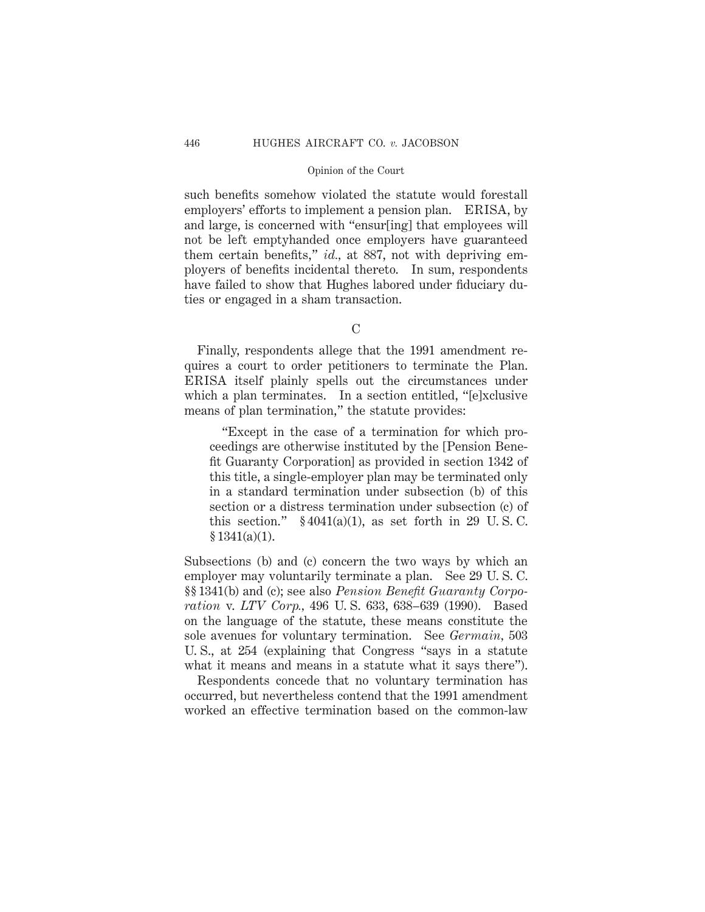such benefits somehow violated the statute would forestall employers' efforts to implement a pension plan. ERISA, by and large, is concerned with "ensur[ing] that employees will not be left emptyhanded once employers have guaranteed them certain benefits," *id.*, at 887, not with depriving employers of benefits incidental thereto. In sum, respondents have failed to show that Hughes labored under fiduciary duties or engaged in a sham transaction.

## C

Finally, respondents allege that the 1991 amendment requires a court to order petitioners to terminate the Plan. ERISA itself plainly spells out the circumstances under which a plan terminates. In a section entitled, "[e]xclusive means of plan termination," the statute provides:

> "Except in the case of a termination for which proceedings are otherwise instituted by the [Pension Benefit Guaranty Corporation] as provided in section 1342 of this title, a single-employer plan may be terminated only in a standard termination under subsection (b) of this section or a distress termination under subsection (c) of this section." § 4041(a)(1), as set forth in 29 U. S. C. § 1341(a)(1).

Subsections (b) and (c) concern the two ways by which an employer may voluntarily terminate a plan. See 29 U. S. C. §§ 1341(b) and (c); see also *Pension Benefit Guaranty Corporation* v. *LTV Corp.*, 496 U. S. 633, 638–639 (1990). Based on the language of the statute, these means constitute the sole avenues for voluntary termination. See *Germain*, 503 U. S., at 254 (explaining that Congress "says in a statute what it means and means in a statute what it says there").

Respondents concede that no voluntary termination has occurred, but nevertheless contend that the 1991 amendment worked an effective termination based on the common-law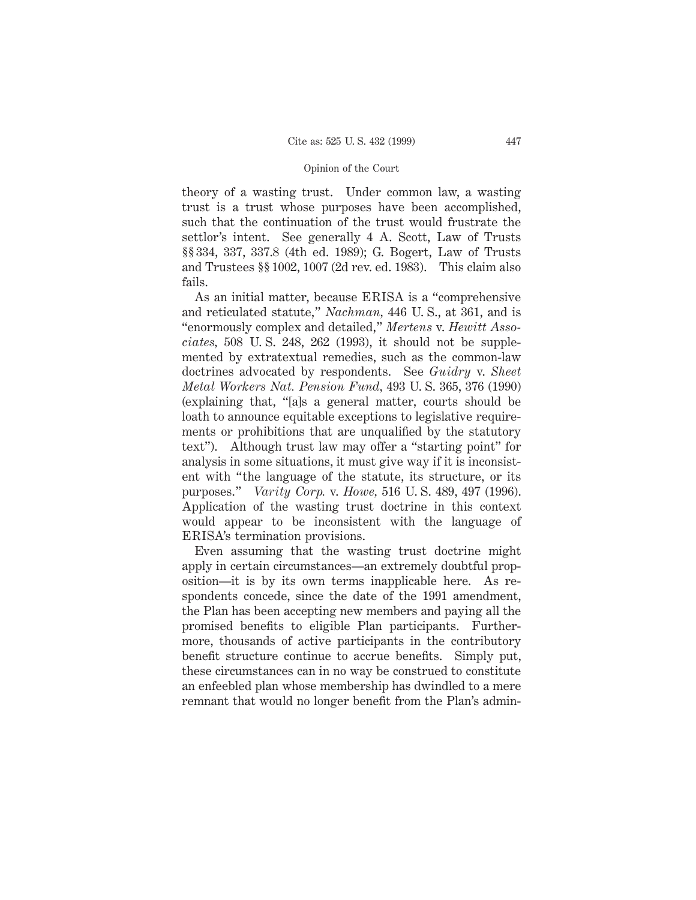theory of a wasting trust. Under common law, a wasting trust is a trust whose purposes have been accomplished, such that the continuation of the trust would frustrate the settlor's intent. See generally 4 A. Scott, Law of Trusts §§ 334, 337, 337.8 (4th ed. 1989); G. Bogert, Law of Trusts and Trustees §§ 1002, 1007 (2d rev. ed. 1983). This claim also fails.

As an initial matter, because ERISA is a "comprehensive and reticulated statute," *Nachman,* 446 U. S., at 361, and is "enormously complex and detailed," *Mertens* v. *Hewitt Associates,* 508 U. S. 248, 262 (1993), it should not be supplemented by extratextual remedies, such as the common-law doctrines advocated by respondents. See *Guidry* v. *Sheet Metal Workers Nat. Pension Fund,* 493 U. S. 365, 376 (1990) (explaining that, "[a]s a general matter, courts should be loath to announce equitable exceptions to legislative requirements or prohibitions that are unqualified by the statutory text"). Although trust law may offer a "starting point" for analysis in some situations, it must give way if it is inconsistent with "the language of the statute, its structure, or its purposes." *Varity Corp.* v. *Howe,* 516 U. S. 489, 497 (1996). Application of the wasting trust doctrine in this context would appear to be inconsistent with the language of ERISA's termination provisions.

Even assuming that the wasting trust doctrine might apply in certain circumstances—an extremely doubtful proposition—it is by its own terms inapplicable here. As respondents concede, since the date of the 1991 amendment, the Plan has been accepting new members and paying all the promised benefits to eligible Plan participants. Furthermore, thousands of active participants in the contributory benefit structure continue to accrue benefits. Simply put, these circumstances can in no way be construed to constitute an enfeebled plan whose membership has dwindled to a mere remnant that would no longer benefit from the Plan's admin-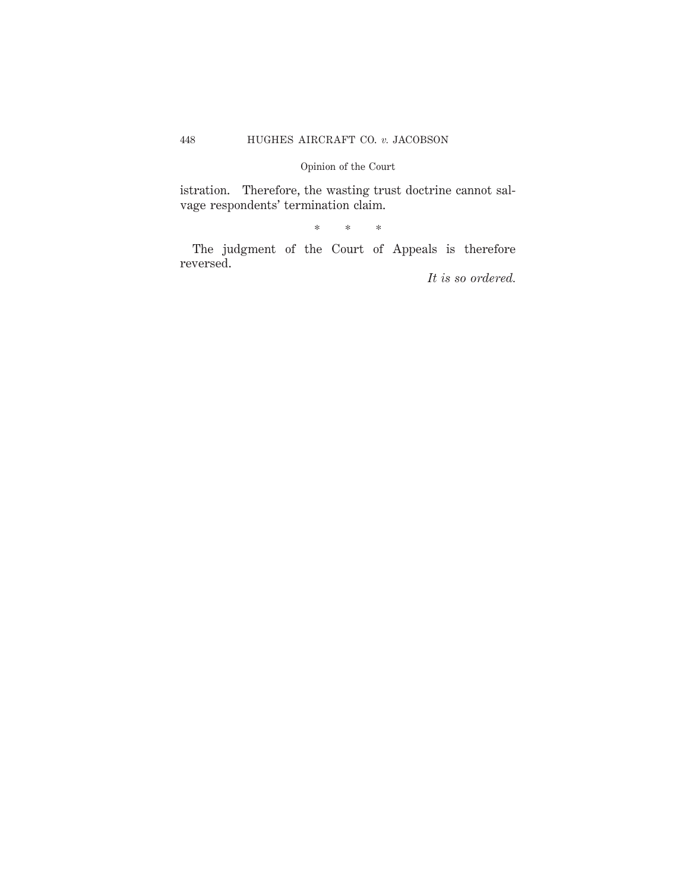istration. Therefore, the wasting trust doctrine cannot salvage respondents' termination claim.

\* \* \*

The judgment of the Court of Appeals is therefore reversed.

*It is so ordered.*